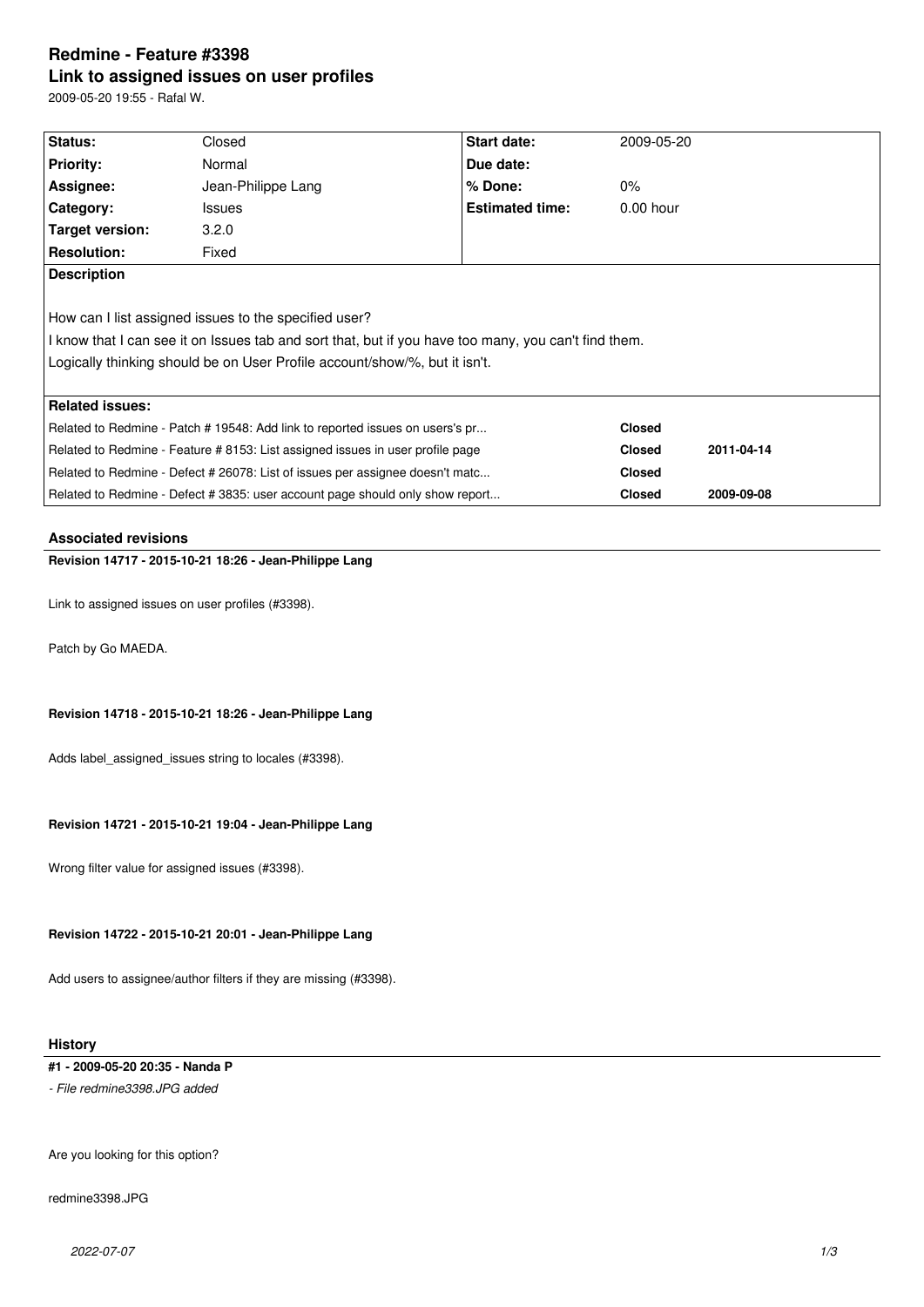# Redmine - Feature #3398

## Link to assigned issues on user profiles

2009-05-20 19:55 - Rafal W.

| Status: | Closed | Start date: | 2009-05-20 |
|---|---|---|---|
| Priority: | Normal | Due date: | |
| Assignee: | Jean-Philippe Lang | % Done: | 0% |
| Category: | Issues | Estimated time: | 0.00 hour |
| Target version: | 3.2.0 | | |
| Resolution: | Fixed | | |

**Description**

How can I list assigned issues to the specified user?

I know that I can see it on Issues tab and sort that, but if you have too many, you can't find them.

Logically thinking should be on User Profile account/show/%, but it isn't.

**Related issues:**

| | | |
|---|---|---|
| Related to Redmine - Patch # 19548: Add link to reported issues on users's pr... | **Closed** | |
| Related to Redmine - Feature # 8153: List assigned issues in user profile page | **Closed** | **2011-04-14** |
| Related to Redmine - Defect # 26078: List of issues per assignee doesn't matc... | **Closed** | |
| Related to Redmine - Defect # 3835: user account page should only show report... | **Closed** | **2009-09-08** |

### Associated revisions

**Revision 14717 - 2015-10-21 18:26 - Jean-Philippe Lang**

Link to assigned issues on user profiles (#3398).

Patch by Go MAEDA.

**Revision 14718 - 2015-10-21 18:26 - Jean-Philippe Lang**

Adds label_assigned_issues string to locales (#3398).

**Revision 14721 - 2015-10-21 19:04 - Jean-Philippe Lang**

Wrong filter value for assigned issues (#3398).

**Revision 14722 - 2015-10-21 20:01 - Jean-Philippe Lang**

Add users to assignee/author filters if they are missing (#3398).

### History

**#1 - 2009-05-20 20:35 - Nanda P**

*- File redmine3398.JPG added*

Are you looking for this option?

redmine3398.JPG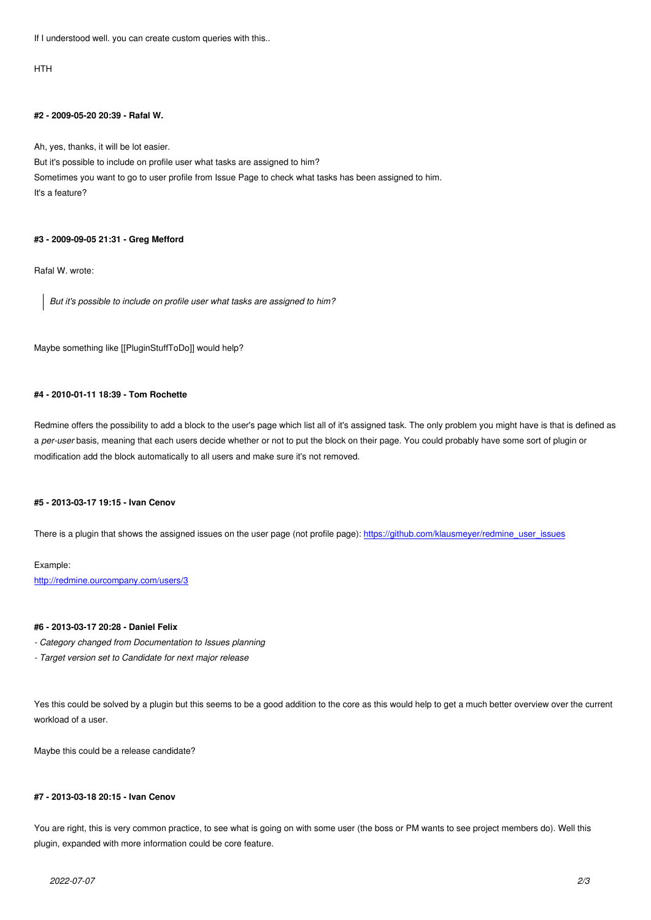If I understood well. you can create custom queries with this..

HTH

#### #2 - 2009-05-20 20:39 - Rafal W.

Ah, yes, thanks, it will be lot easier.
But it's possible to include on profile user what tasks are assigned to him?
Sometimes you want to go to user profile from Issue Page to check what tasks has been assigned to him.
It's a feature?

#### #3 - 2009-09-05 21:31 - Greg Mefford

Rafal W. wrote:

> *But it's possible to include on profile user what tasks are assigned to him?*

Maybe something like [[PluginStuffToDo]] would help?

#### #4 - 2010-01-11 18:39 - Tom Rochette

Redmine offers the possibility to add a block to the user's page which list all of it's assigned task. The only problem you might have is that is defined as a *per-user* basis, meaning that each users decide whether or not to put the block on their page. You could probably have some sort of plugin or modification add the block automatically to all users and make sure it's not removed.

#### #5 - 2013-03-17 19:15 - Ivan Cenov

There is a plugin that shows the assigned issues on the user page (not profile page): https://github.com/klausmeyer/redmine_user_issues

Example:
http://redmine.ourcompany.com/users/3

#### #6 - 2013-03-17 20:28 - Daniel Felix

- *Category changed from Documentation to Issues planning*
- *Target version set to Candidate for next major release*

Yes this could be solved by a plugin but this seems to be a good addition to the core as this would help to get a much better overview over the current workload of a user.

Maybe this could be a release candidate?

#### #7 - 2013-03-18 20:15 - Ivan Cenov

You are right, this is very common practice, to see what is going on with some user (the boss or PM wants to see project members do). Well this plugin, expanded with more information could be core feature.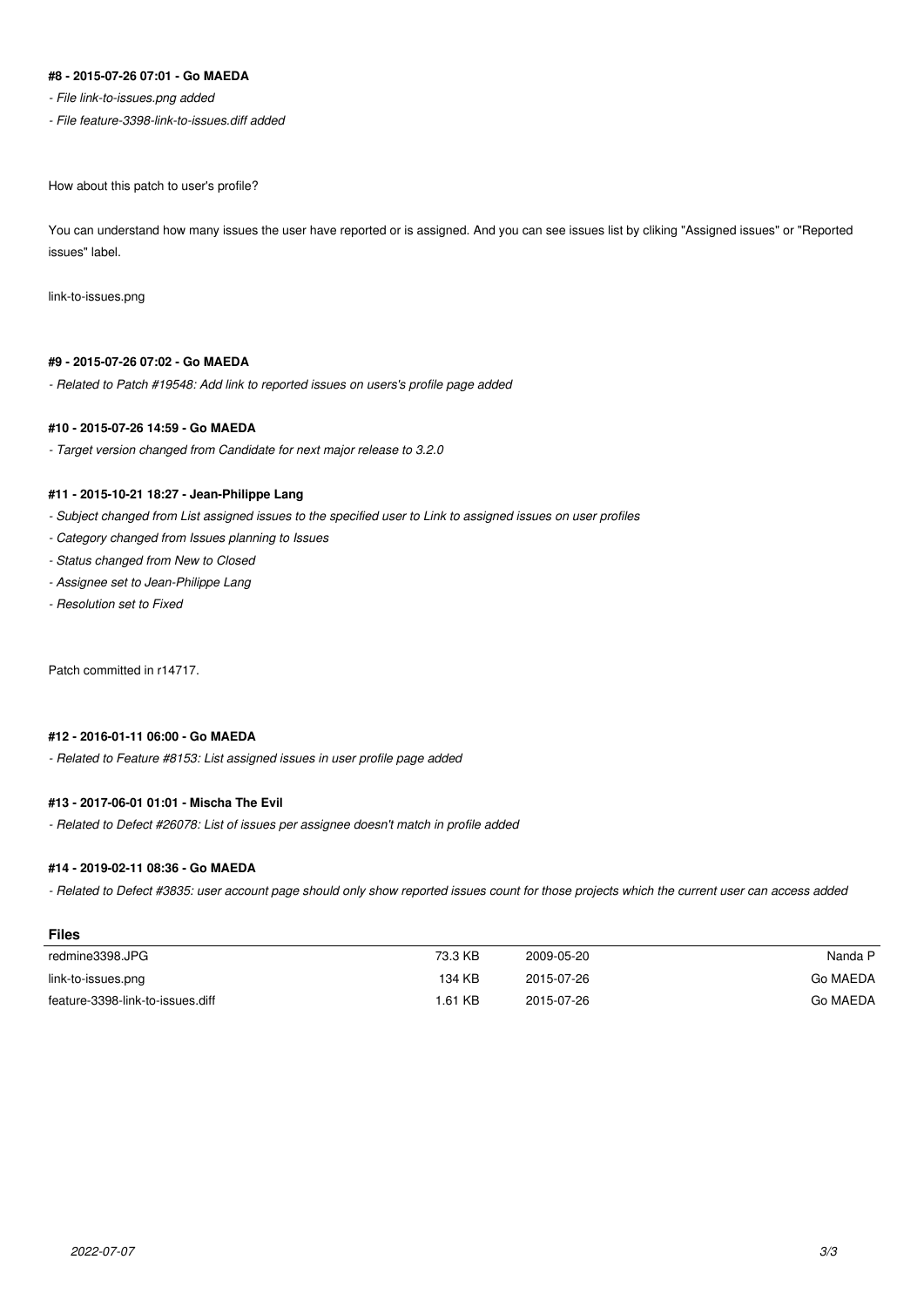#### #8 - 2015-07-26 07:01 - Go MAEDA

- *File link-to-issues.png added*
- *File feature-3398-link-to-issues.diff added*

How about this patch to user's profile?

You can understand how many issues the user have reported or is assigned. And you can see issues list by cliking "Assigned issues" or "Reported issues" label.

link-to-issues.png

#### #9 - 2015-07-26 07:02 - Go MAEDA

- *Related to Patch #19548: Add link to reported issues on users's profile page added*

#### #10 - 2015-07-26 14:59 - Go MAEDA

- *Target version changed from Candidate for next major release to 3.2.0*

#### #11 - 2015-10-21 18:27 - Jean-Philippe Lang

- *Subject changed from List assigned issues to the specified user to Link to assigned issues on user profiles*
- *Category changed from Issues planning to Issues*
- *Status changed from New to Closed*
- *Assignee set to Jean-Philippe Lang*
- *Resolution set to Fixed*

Patch committed in r14717.

#### #12 - 2016-01-11 06:00 - Go MAEDA

- *Related to Feature #8153: List assigned issues in user profile page added*

#### #13 - 2017-06-01 01:01 - Mischa The Evil

- *Related to Defect #26078: List of issues per assignee doesn't match in profile added*

#### #14 - 2019-02-11 08:36 - Go MAEDA

- *Related to Defect #3835: user account page should only show reported issues count for those projects which the current user can access added*

**Files**

| | | | |
|---|---|---|---|
| redmine3398.JPG | 73.3 KB | 2009-05-20 | Nanda P |
| link-to-issues.png | 134 KB | 2015-07-26 | Go MAEDA |
| feature-3398-link-to-issues.diff | 1.61 KB | 2015-07-26 | Go MAEDA |